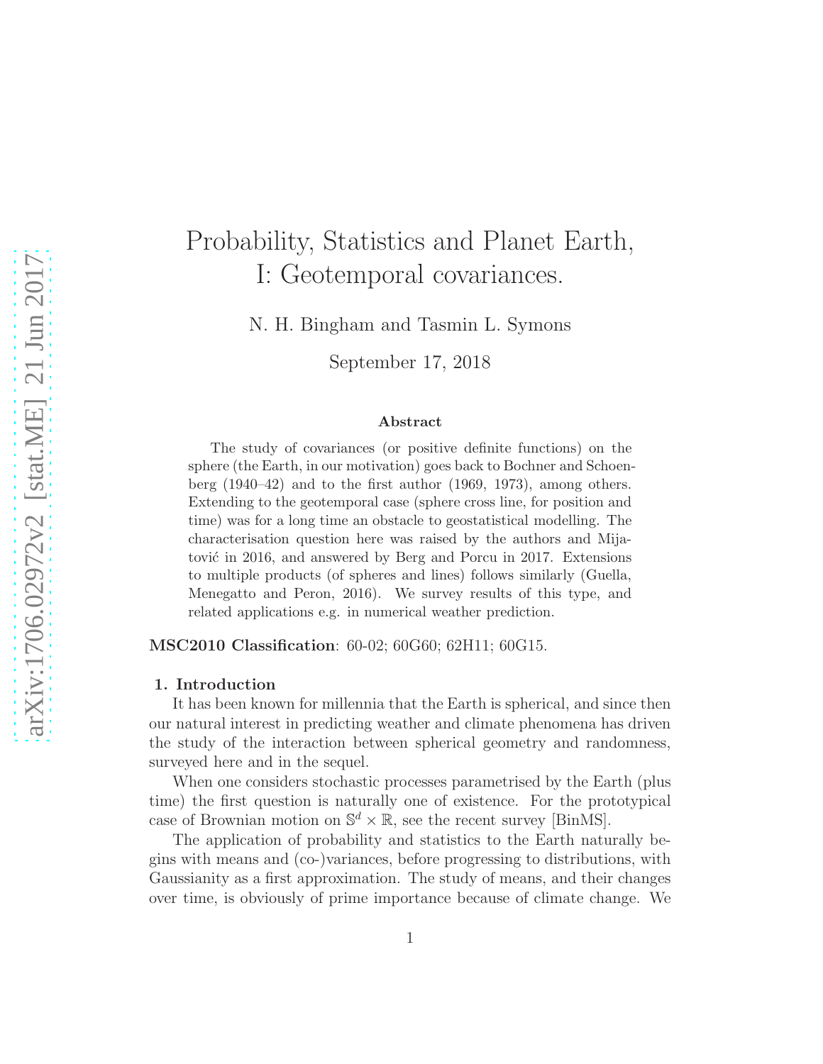# Probability, Statistics and Planet Earth, I: Geotemporal covariances.

N. H. Bingham and Tasmin L. Symons

September 17, 2018

## Abstract

The study of covariances (or positive definite functions) on the sphere (the Earth, in our motivation) goes back to Bochner and Schoenberg (1940–42) and to the first author (1969, 1973), among others. Extending to the geotemporal case (sphere cross line, for position and time) was for a long time an obstacle to geostatistical modelling. The characterisation question here was raised by the authors and Mijatović in 2016, and answered by Berg and Porcu in 2017. Extensions to multiple products (of spheres and lines) follows similarly (Guella, Menegatto and Peron, 2016). We survey results of this type, and related applications e.g. in numerical weather prediction.

**MSC2010 Classification**: 60-02; 60G60; 62H11; 60G15.

## 1. Introduction

It has been known for millennia that the Earth is spherical, and since then our natural interest in predicting weather and climate phenomena has driven the study of the interaction between spherical geometry and randomness, surveyed here and in the sequel.

When one considers stochastic processes parametrised by the Earth (plus time) the first question is naturally one of existence. For the prototypical case of Brownian motion on $\mathbb{S}^d \times \mathbb{R}$, see the recent survey [BinMS].

The application of probability and statistics to the Earth naturally begins with means and (co-)variances, before progressing to distributions, with Gaussianity as a first approximation. The study of means, and their changes over time, is obviously of prime importance because of climate change. We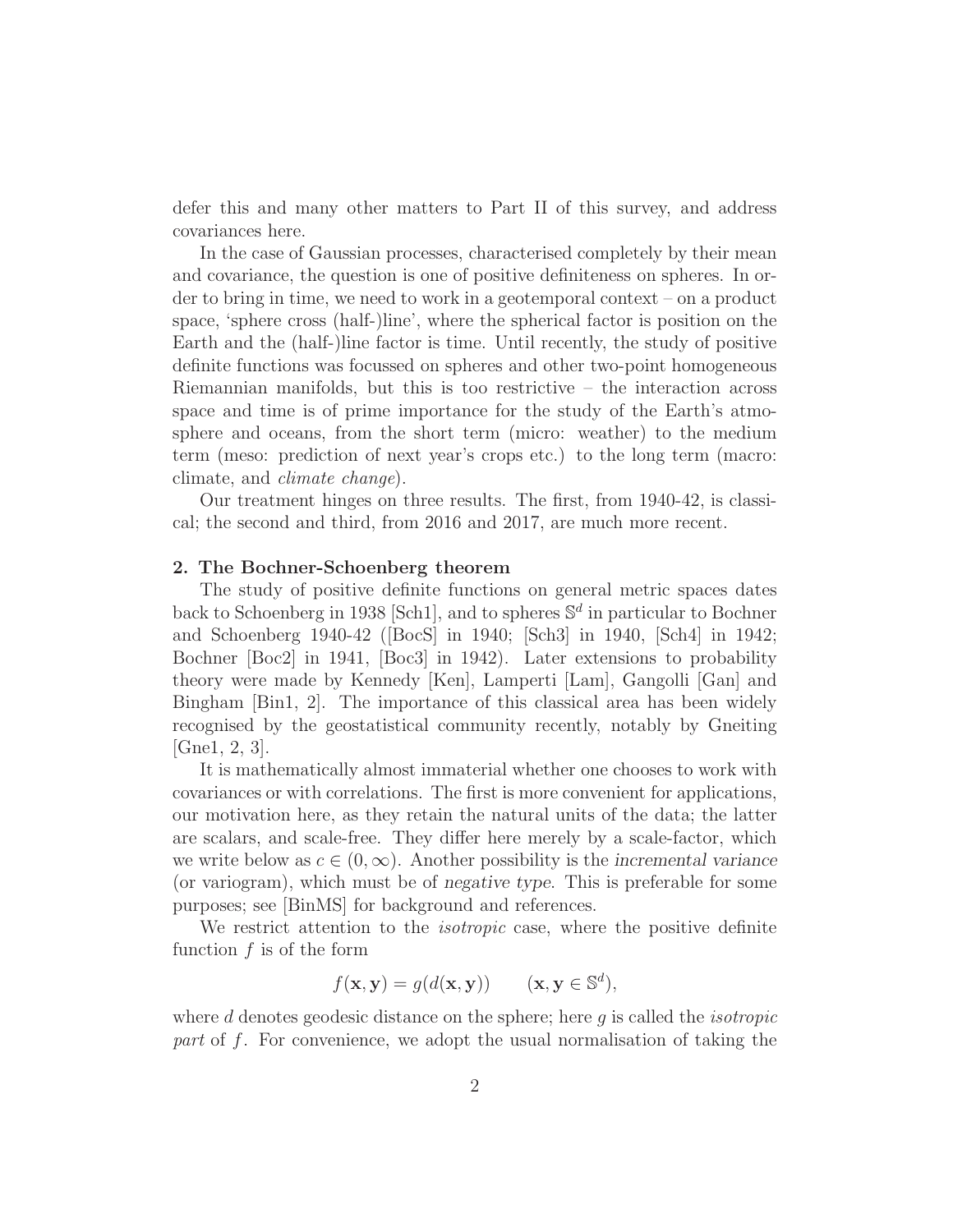defer this and many other matters to Part II of this survey, and address covariances here.

In the case of Gaussian processes, characterised completely by their mean and covariance, the question is one of positive definiteness on spheres. In order to bring in time, we need to work in a geotemporal context – on a product space, 'sphere cross (half-)line', where the spherical factor is position on the Earth and the (half-)line factor is time. Until recently, the study of positive definite functions was focussed on spheres and other two-point homogeneous Riemannian manifolds, but this is too restrictive – the interaction across space and time is of prime importance for the study of the Earth's atmosphere and oceans, from the short term (micro: weather) to the medium term (meso: prediction of next year's crops etc.) to the long term (macro: climate, and *climate change*).

Our treatment hinges on three results. The first, from 1940-42, is classical; the second and third, from 2016 and 2017, are much more recent.

**2. The Bochner-Schoenberg theorem**

The study of positive definite functions on general metric spaces dates back to Schoenberg in 1938 [Sch1], and to spheres $\mathbb{S}^d$ in particular to Bochner and Schoenberg 1940-42 ([BocS] in 1940; [Sch3] in 1940, [Sch4] in 1942; Bochner [Boc2] in 1941, [Boc3] in 1942). Later extensions to probability theory were made by Kennedy [Ken], Lamperti [Lam], Gangolli [Gan] and Bingham [Bin1, 2]. The importance of this classical area has been widely recognised by the geostatistical community recently, notably by Gneiting [Gne1, 2, 3].

It is mathematically almost immaterial whether one chooses to work with covariances or with correlations. The first is more convenient for applications, our motivation here, as they retain the natural units of the data; the latter are scalars, and scale-free. They differ here merely by a scale-factor, which we write below as $c \in (0, \infty)$. Another possibility is the *incremental variance* (or variogram), which must be of *negative type*. This is preferable for some purposes; see [BinMS] for background and references.

We restrict attention to the *isotropic* case, where the positive definite function $f$ is of the form

$$f(\mathbf{x}, \mathbf{y}) = g(d(\mathbf{x}, \mathbf{y})) \qquad (\mathbf{x}, \mathbf{y} \in \mathbb{S}^d),$$

where $d$ denotes geodesic distance on the sphere; here $g$ is called the *isotropic part* of $f$. For convenience, we adopt the usual normalisation of taking the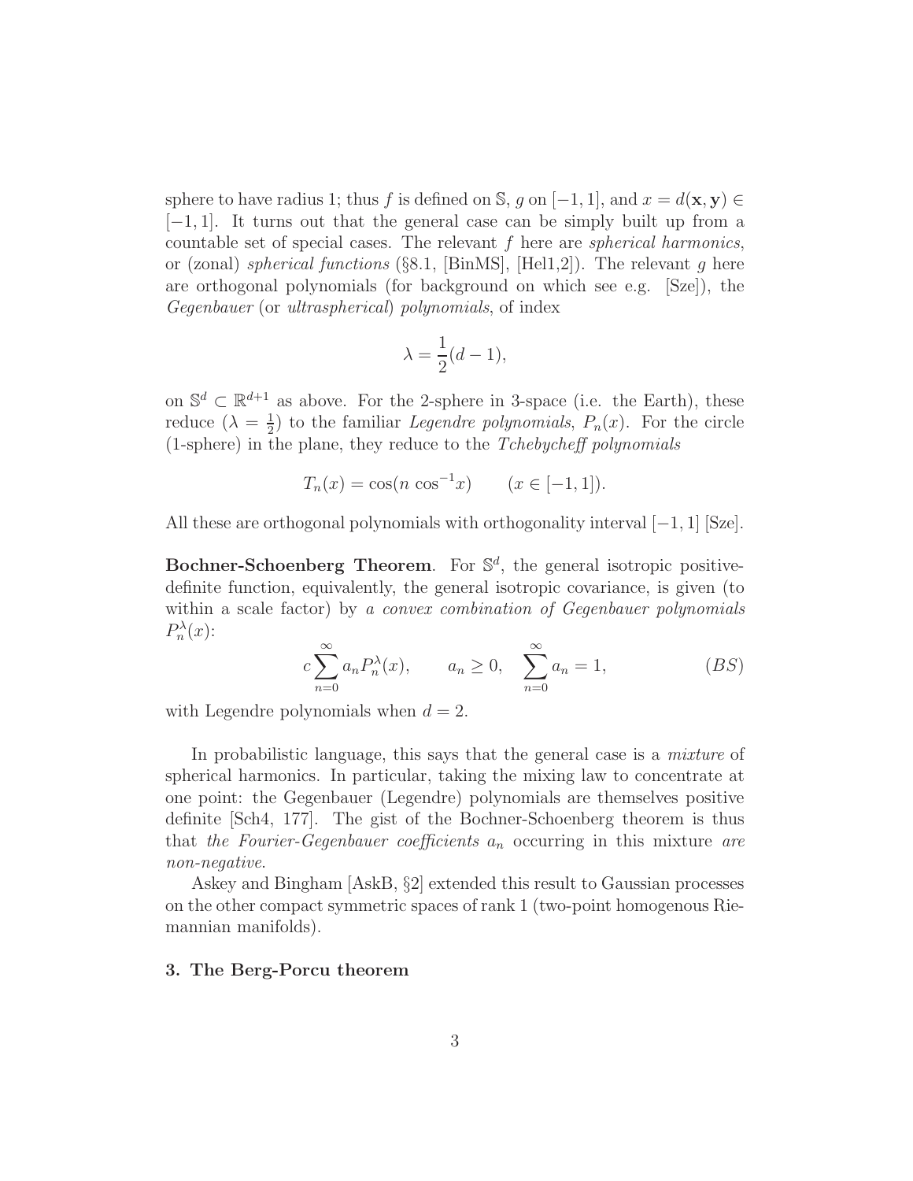sphere to have radius 1; thus $f$ is defined on $\mathbb{S}$, $g$ on $[-1, 1]$, and $x = d(\mathbf{x}, \mathbf{y}) \in [-1, 1]$. It turns out that the general case can be simply built up from a countable set of special cases. The relevant $f$ here are *spherical harmonics*, or (zonal) *spherical functions* (§8.1, [BinMS], [Hel1,2]). The relevant $g$ here are orthogonal polynomials (for background on which see e.g. [Sze]), the *Gegenbauer* (or *ultraspherical*) *polynomials*, of index

$$\lambda = \frac{1}{2}(d-1),$$

on $\mathbb{S}^d \subset \mathbb{R}^{d+1}$ as above. For the 2-sphere in 3-space (i.e. the Earth), these reduce ($\lambda = \frac{1}{2}$) to the familiar *Legendre polynomials*, $P_n(x)$. For the circle (1-sphere) in the plane, they reduce to the *Tchebycheff polynomials*

$$T_n(x) = \cos(n \cos^{-1} x) \qquad (x \in [-1, 1]).$$

All these are orthogonal polynomials with orthogonality interval $[-1, 1]$ [Sze].

**Bochner-Schoenberg Theorem**. For $\mathbb{S}^d$, the general isotropic positive-definite function, equivalently, the general isotropic covariance, is given (to within a scale factor) by *a convex combination of Gegenbauer polynomials* $P_n^\lambda(x)$:

$$c \sum_{n=0}^{\infty} a_n P_n^\lambda(x), \qquad a_n \geq 0, \quad \sum_{n=0}^{\infty} a_n = 1, \tag{BS}$$

with Legendre polynomials when $d = 2$.

In probabilistic language, this says that the general case is a *mixture* of spherical harmonics. In particular, taking the mixing law to concentrate at one point: the Gegenbauer (Legendre) polynomials are themselves positive definite [Sch4, 177]. The gist of the Bochner-Schoenberg theorem is thus that *the Fourier-Gegenbauer coefficients* $a_n$ occurring in this mixture *are non-negative*.

Askey and Bingham [AskB, §2] extended this result to Gaussian processes on the other compact symmetric spaces of rank 1 (two-point homogenous Riemannian manifolds).

## 3. The Berg-Porcu theorem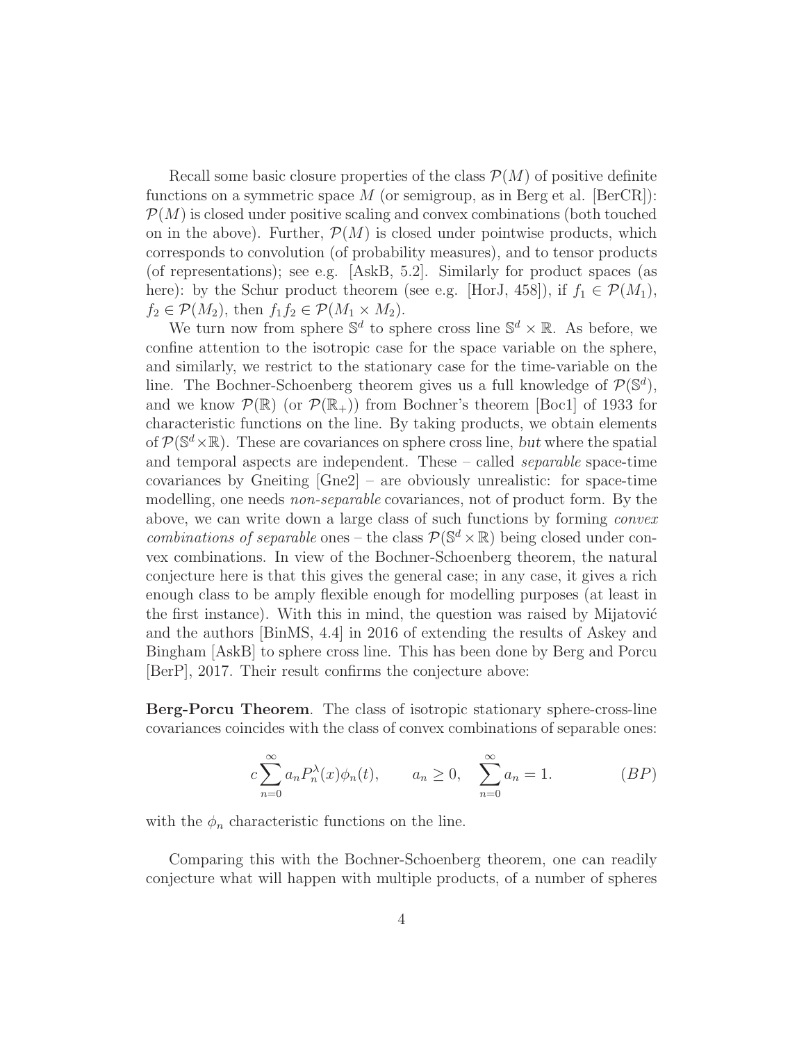Recall some basic closure properties of the class $\mathcal{P}(M)$ of positive definite functions on a symmetric space $M$ (or semigroup, as in Berg et al. [BerCR]): $\mathcal{P}(M)$ is closed under positive scaling and convex combinations (both touched on in the above). Further, $\mathcal{P}(M)$ is closed under pointwise products, which corresponds to convolution (of probability measures), and to tensor products (of representations); see e.g. [AskB, 5.2]. Similarly for product spaces (as here): by the Schur product theorem (see e.g. [HorJ, 458]), if $f_1 \in \mathcal{P}(M_1)$, $f_2 \in \mathcal{P}(M_2)$, then $f_1 f_2 \in \mathcal{P}(M_1 \times M_2)$.

We turn now from sphere $\mathbb{S}^d$ to sphere cross line $\mathbb{S}^d \times \mathbb{R}$. As before, we confine attention to the isotropic case for the space variable on the sphere, and similarly, we restrict to the stationary case for the time-variable on the line. The Bochner-Schoenberg theorem gives us a full knowledge of $\mathcal{P}(\mathbb{S}^d)$, and we know $\mathcal{P}(\mathbb{R})$ (or $\mathcal{P}(\mathbb{R}_+)$) from Bochner's theorem [Boc1] of 1933 for characteristic functions on the line. By taking products, we obtain elements of $\mathcal{P}(\mathbb{S}^d \times \mathbb{R})$. These are covariances on sphere cross line, *but* where the spatial and temporal aspects are independent. These – called *separable* space-time covariances by Gneiting [Gne2] – are obviously unrealistic: for space-time modelling, one needs *non-separable* covariances, not of product form. By the above, we can write down a large class of such functions by forming *convex combinations of separable* ones – the class $\mathcal{P}(\mathbb{S}^d \times \mathbb{R})$ being closed under convex combinations. In view of the Bochner-Schoenberg theorem, the natural conjecture here is that this gives the general case; in any case, it gives a rich enough class to be amply flexible enough for modelling purposes (at least in the first instance). With this in mind, the question was raised by Mijatović and the authors [BinMS, 4.4] in 2016 of extending the results of Askey and Bingham [AskB] to sphere cross line. This has been done by Berg and Porcu [BerP], 2017. Their result confirms the conjecture above:

**Berg-Porcu Theorem**. The class of isotropic stationary sphere-cross-line covariances coincides with the class of convex combinations of separable ones:

$$c \sum_{n=0}^{\infty} a_n P_n^{\lambda}(x) \phi_n(t), \qquad a_n \geq 0, \quad \sum_{n=0}^{\infty} a_n = 1. \tag{BP}$$

with the $\phi_n$ characteristic functions on the line.

Comparing this with the Bochner-Schoenberg theorem, one can readily conjecture what will happen with multiple products, of a number of spheres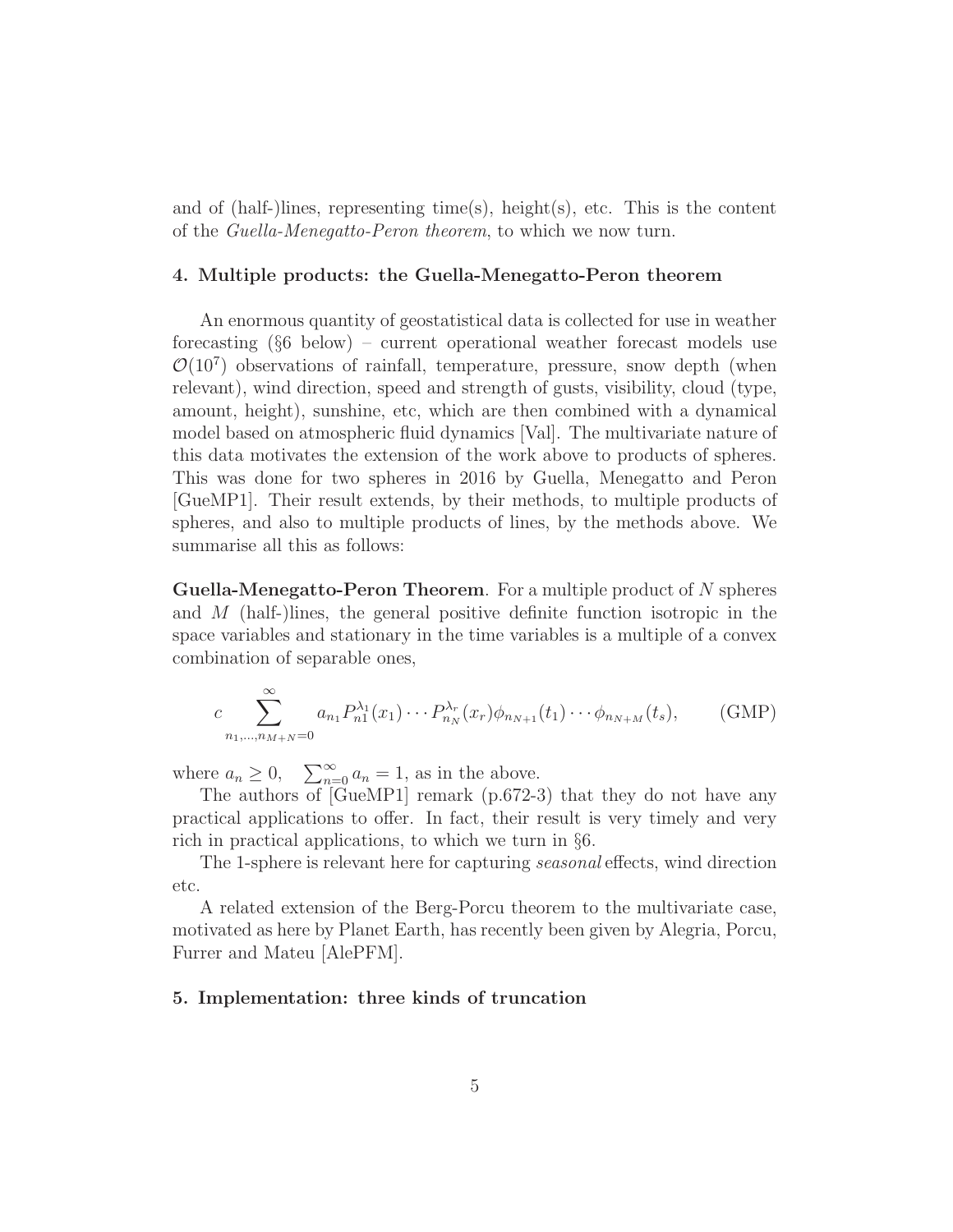and of (half-)lines, representing time(s), height(s), etc. This is the content of the *Guella-Menegatto-Peron theorem*, to which we now turn.

## 4. Multiple products: the Guella-Menegatto-Peron theorem

An enormous quantity of geostatistical data is collected for use in weather forecasting (§6 below) – current operational weather forecast models use $\mathcal{O}(10^7)$ observations of rainfall, temperature, pressure, snow depth (when relevant), wind direction, speed and strength of gusts, visibility, cloud (type, amount, height), sunshine, etc, which are then combined with a dynamical model based on atmospheric fluid dynamics [Val]. The multivariate nature of this data motivates the extension of the work above to products of spheres. This was done for two spheres in 2016 by Guella, Menegatto and Peron [GueMP1]. Their result extends, by their methods, to multiple products of spheres, and also to multiple products of lines, by the methods above. We summarise all this as follows:

**Guella-Menegatto-Peron Theorem**. For a multiple product of $N$ spheres and $M$ (half-)lines, the general positive definite function isotropic in the space variables and stationary in the time variables is a multiple of a convex combination of separable ones,

$$c \sum_{n_1,\ldots,n_{M+N}=0}^{\infty} a_{n_1} P_{n1}^{\lambda_1}(x_1) \cdots P_{n_N}^{\lambda_r}(x_r) \phi_{n_{N+1}}(t_1) \cdots \phi_{n_{N+M}}(t_s), \qquad \text{(GMP)}$$

where $a_n \geq 0$, $\sum_{n=0}^{\infty} a_n = 1$, as in the above.

The authors of [GueMP1] remark (p.672-3) that they do not have any practical applications to offer. In fact, their result is very timely and very rich in practical applications, to which we turn in §6.

The 1-sphere is relevant here for capturing *seasonal* effects, wind direction etc.

A related extension of the Berg-Porcu theorem to the multivariate case, motivated as here by Planet Earth, has recently been given by Alegria, Porcu, Furrer and Mateu [AlePFM].

## 5. Implementation: three kinds of truncation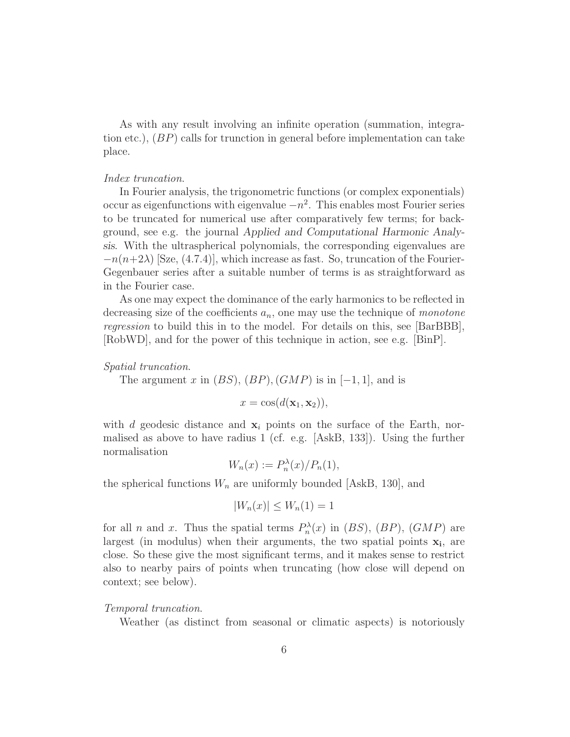As with any result involving an infinite operation (summation, integration etc.), $(BP)$ calls for trunction in general before implementation can take place.

*Index truncation.*

In Fourier analysis, the trigonometric functions (or complex exponentials) occur as eigenfunctions with eigenvalue $-n^2$. This enables most Fourier series to be truncated for numerical use after comparatively few terms; for background, see e.g. the journal *Applied and Computational Harmonic Analysis*. With the ultraspherical polynomials, the corresponding eigenvalues are $-n(n+2\lambda)$ [Sze, (4.7.4)], which increase as fast. So, truncation of the Fourier-Gegenbauer series after a suitable number of terms is as straightforward as in the Fourier case.

As one may expect the dominance of the early harmonics to be reflected in decreasing size of the coefficients $a_n$, one may use the technique of *monotone regression* to build this in to the model. For details on this, see [BarBBB], [RobWD], and for the power of this technique in action, see e.g. [BinP].

*Spatial truncation.*

The argument $x$ in $(BS)$, $(BP)$, $(GMP)$ is in $[-1, 1]$, and is

$$x = \cos(d(\mathbf{x}_1, \mathbf{x}_2)),$$

with $d$ geodesic distance and $\mathbf{x}_i$ points on the surface of the Earth, normalised as above to have radius 1 (cf. e.g. [AskB, 133]). Using the further normalisation

$$W_n(x) := P_n^\lambda(x)/P_n(1),$$

the spherical functions $W_n$ are uniformly bounded [AskB, 130], and

$$|W_n(x)| \leq W_n(1) = 1$$

for all $n$ and $x$. Thus the spatial terms $P_n^\lambda(x)$ in $(BS)$, $(BP)$, $(GMP)$ are largest (in modulus) when their arguments, the two spatial points $\mathbf{x_i}$, are close. So these give the most significant terms, and it makes sense to restrict also to nearby pairs of points when truncating (how close will depend on context; see below).

*Temporal truncation.*

Weather (as distinct from seasonal or climatic aspects) is notoriously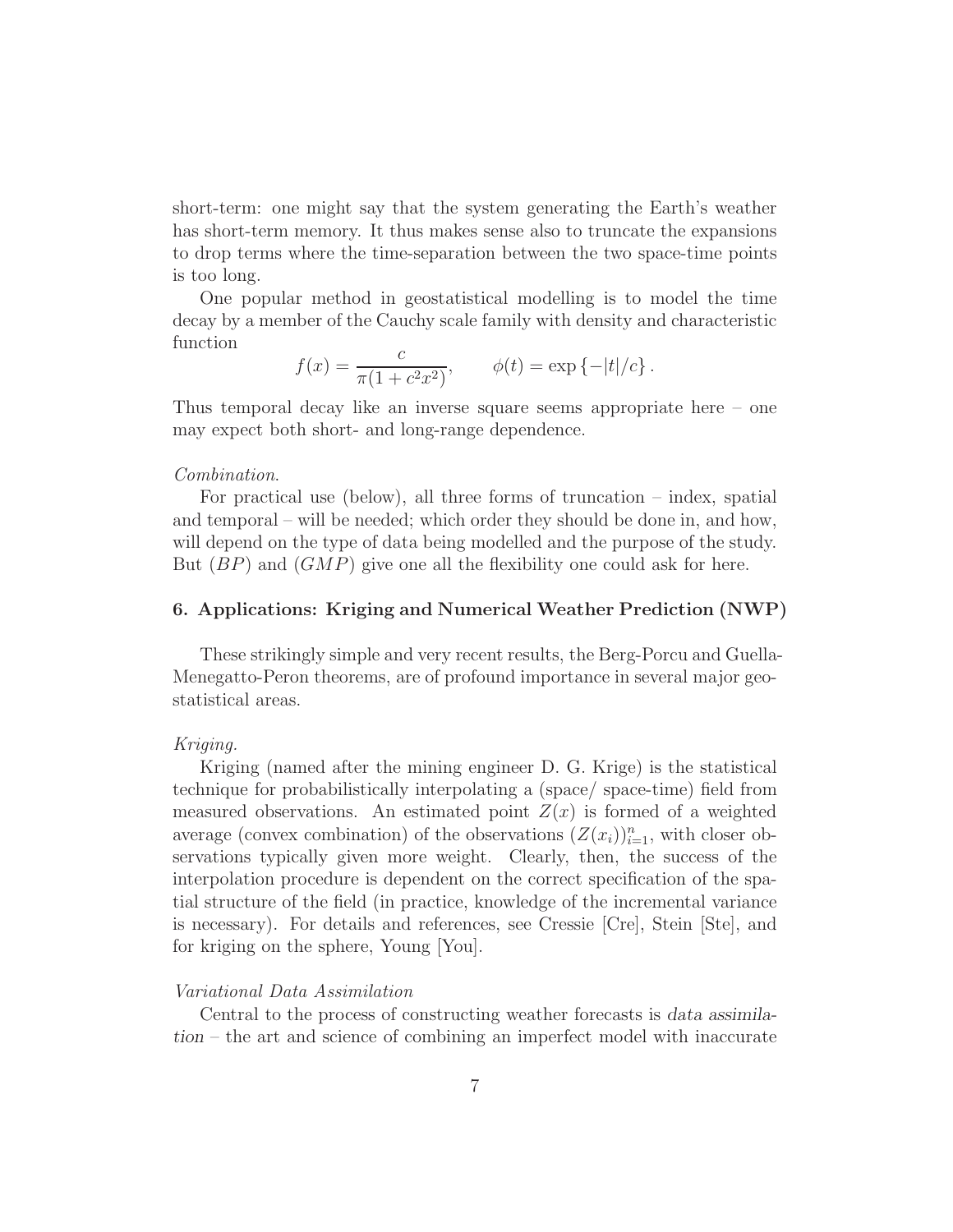short-term: one might say that the system generating the Earth's weather has short-term memory. It thus makes sense also to truncate the expansions to drop terms where the time-separation between the two space-time points is too long.

One popular method in geostatistical modelling is to model the time decay by a member of the Cauchy scale family with density and characteristic function

$$f(x) = \frac{c}{\pi(1 + c^2 x^2)}, \qquad \phi(t) = \exp\{-|t|/c\}.$$

Thus temporal decay like an inverse square seems appropriate here – one may expect both short- and long-range dependence.

*Combination.*

For practical use (below), all three forms of truncation – index, spatial and temporal – will be needed; which order they should be done in, and how, will depend on the type of data being modelled and the purpose of the study. But $(BP)$ and $(GMP)$ give one all the flexibility one could ask for here.

## 6. Applications: Kriging and Numerical Weather Prediction (NWP)

These strikingly simple and very recent results, the Berg-Porcu and Guella-Menegatto-Peron theorems, are of profound importance in several major geostatistical areas.

*Kriging.*

Kriging (named after the mining engineer D. G. Krige) is the statistical technique for probabilistically interpolating a (space/ space-time) field from measured observations. An estimated point $Z(x)$ is formed of a weighted average (convex combination) of the observations $(Z(x_i))_{i=1}^n$, with closer observations typically given more weight. Clearly, then, the success of the interpolation procedure is dependent on the correct specification of the spatial structure of the field (in practice, knowledge of the incremental variance is necessary). For details and references, see Cressie [Cre], Stein [Ste], and for kriging on the sphere, Young [You].

*Variational Data Assimilation*

Central to the process of constructing weather forecasts is *data assimilation* – the art and science of combining an imperfect model with inaccurate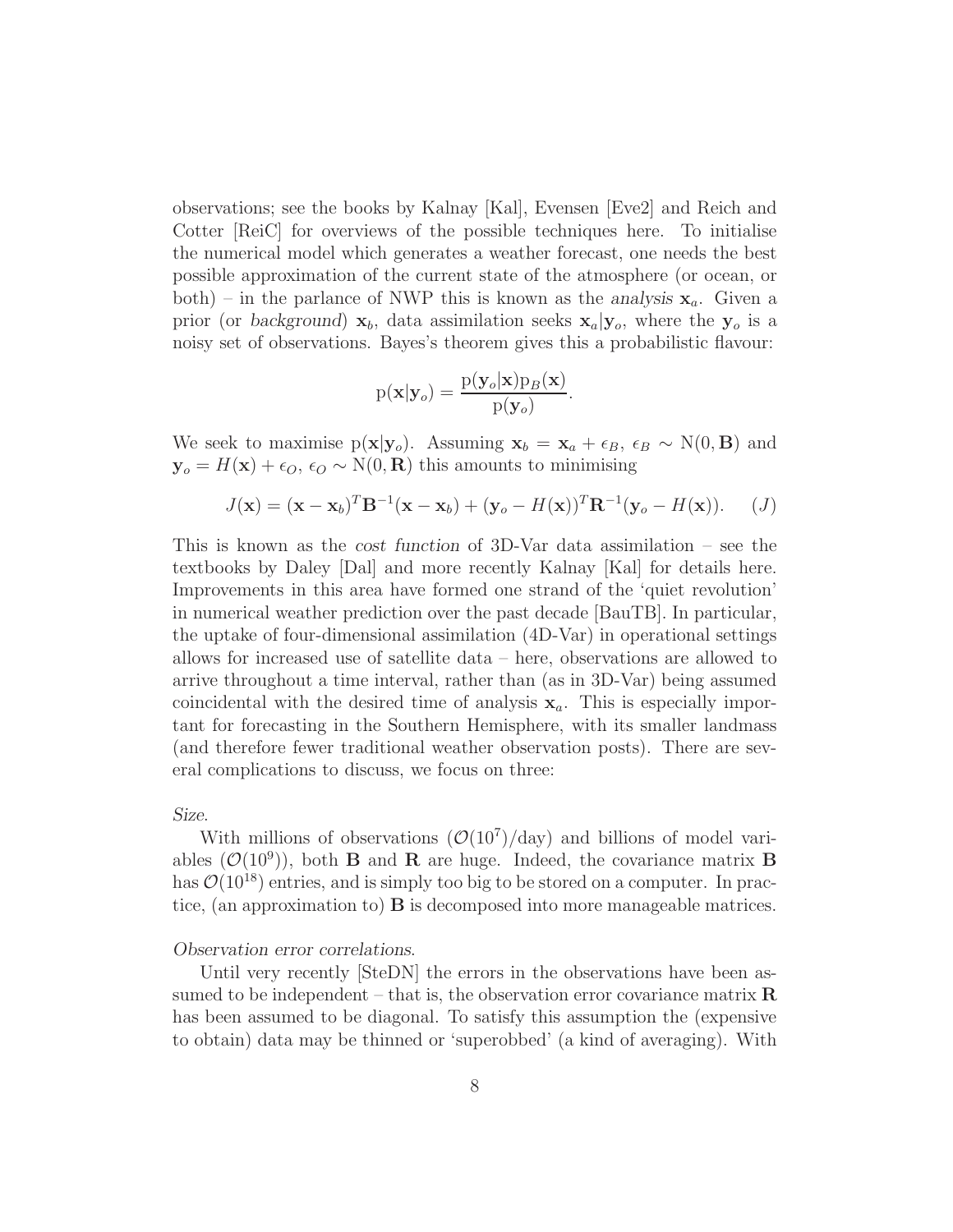observations; see the books by Kalnay [Kal], Evensen [Eve2] and Reich and Cotter [ReiC] for overviews of the possible techniques here. To initialise the numerical model which generates a weather forecast, one needs the best possible approximation of the current state of the atmosphere (or ocean, or both) – in the parlance of NWP this is known as the *analysis* $\mathbf{x}_a$. Given a prior (or *background*) $\mathbf{x}_b$, data assimilation seeks $\mathbf{x}_a|\mathbf{y}_o$, where the $\mathbf{y}_o$ is a noisy set of observations. Bayes's theorem gives this a probabilistic flavour:

$$\mathrm{p}(\mathbf{x}|\mathbf{y}_o) = \frac{\mathrm{p}(\mathbf{y}_o|\mathbf{x})\mathrm{p}_B(\mathbf{x})}{\mathrm{p}(\mathbf{y}_o)}.$$

We seek to maximise $\mathrm{p}(\mathbf{x}|\mathbf{y}_o)$. Assuming $\mathbf{x}_b = \mathbf{x}_a + \epsilon_B$, $\epsilon_B \sim \mathrm{N}(0, \mathbf{B})$ and $\mathbf{y}_o = H(\mathbf{x}) + \epsilon_O$, $\epsilon_O \sim \mathrm{N}(0, \mathbf{R})$ this amounts to minimising

$$J(\mathbf{x}) = (\mathbf{x} - \mathbf{x}_b)^T \mathbf{B}^{-1}(\mathbf{x} - \mathbf{x}_b) + (\mathbf{y}_o - H(\mathbf{x}))^T \mathbf{R}^{-1}(\mathbf{y}_o - H(\mathbf{x})). \qquad (J)$$

This is known as the *cost function* of 3D-Var data assimilation – see the textbooks by Daley [Dal] and more recently Kalnay [Kal] for details here. Improvements in this area have formed one strand of the 'quiet revolution' in numerical weather prediction over the past decade [BauTB]. In particular, the uptake of four-dimensional assimilation (4D-Var) in operational settings allows for increased use of satellite data – here, observations are allowed to arrive throughout a time interval, rather than (as in 3D-Var) being assumed coincidental with the desired time of analysis $\mathbf{x}_a$. This is especially important for forecasting in the Southern Hemisphere, with its smaller landmass (and therefore fewer traditional weather observation posts). There are several complications to discuss, we focus on three:

*Size.*

With millions of observations ($\mathcal{O}(10^7)$/day) and billions of model variables ($\mathcal{O}(10^9)$), both $\mathbf{B}$ and $\mathbf{R}$ are huge. Indeed, the covariance matrix $\mathbf{B}$ has $\mathcal{O}(10^{18})$ entries, and is simply too big to be stored on a computer. In practice, (an approximation to) $\mathbf{B}$ is decomposed into more manageable matrices.

*Observation error correlations.*

Until very recently [SteDN] the errors in the observations have been assumed to be independent – that is, the observation error covariance matrix $\mathbf{R}$ has been assumed to be diagonal. To satisfy this assumption the (expensive to obtain) data may be thinned or 'superobbed' (a kind of averaging). With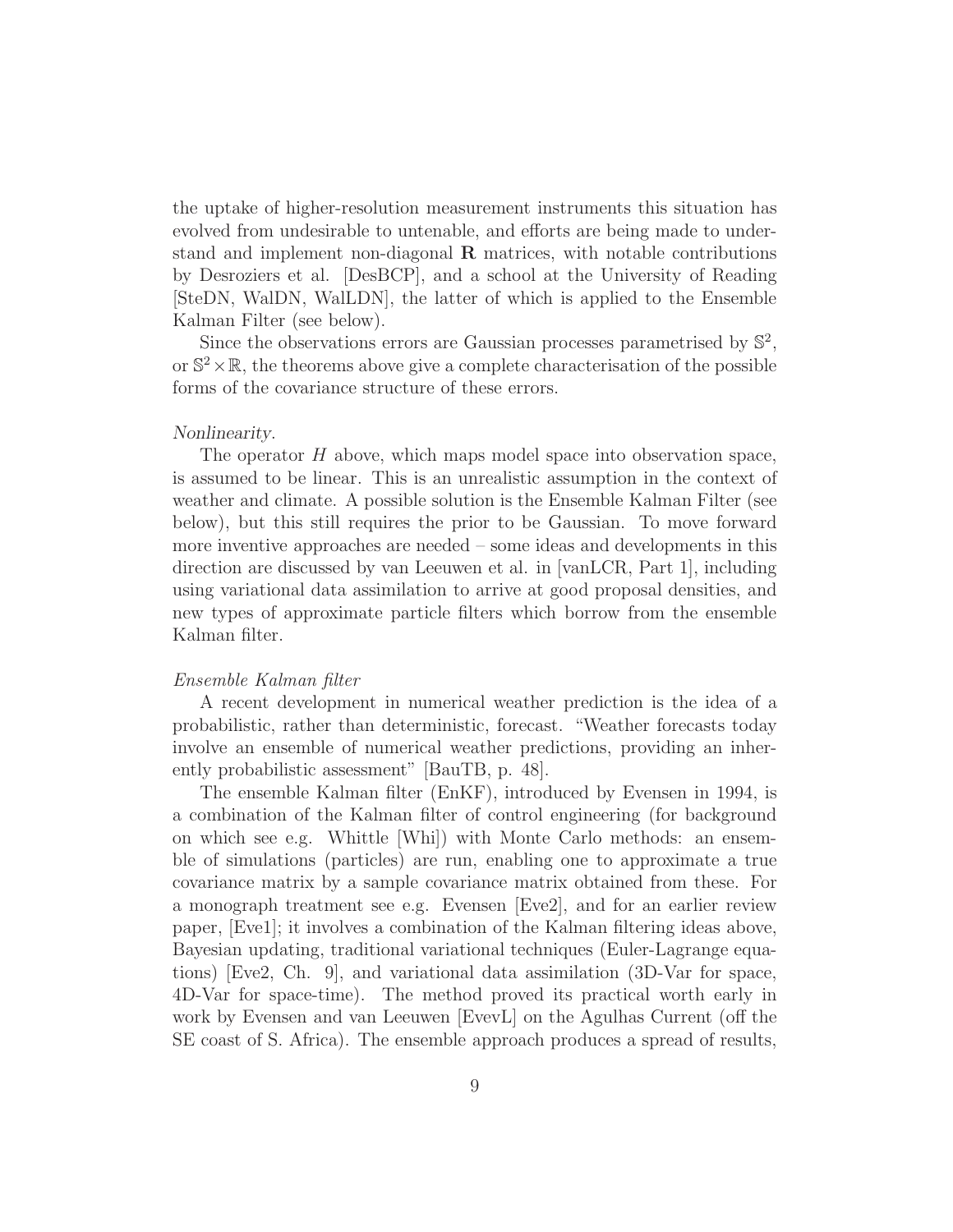the uptake of higher-resolution measurement instruments this situation has evolved from undesirable to untenable, and efforts are being made to understand and implement non-diagonal $\mathbf{R}$ matrices, with notable contributions by Desroziers et al. [DesBCP], and a school at the University of Reading [SteDN, WalDN, WalLDN], the latter of which is applied to the Ensemble Kalman Filter (see below).

Since the observations errors are Gaussian processes parametrised by $\mathbb{S}^2$, or $\mathbb{S}^2 \times \mathbb{R}$, the theorems above give a complete characterisation of the possible forms of the covariance structure of these errors.

*Nonlinearity.*

The operator $H$ above, which maps model space into observation space, is assumed to be linear. This is an unrealistic assumption in the context of weather and climate. A possible solution is the Ensemble Kalman Filter (see below), but this still requires the prior to be Gaussian. To move forward more inventive approaches are needed – some ideas and developments in this direction are discussed by van Leeuwen et al. in [vanLCR, Part 1], including using variational data assimilation to arrive at good proposal densities, and new types of approximate particle filters which borrow from the ensemble Kalman filter.

*Ensemble Kalman filter*

A recent development in numerical weather prediction is the idea of a probabilistic, rather than deterministic, forecast. "Weather forecasts today involve an ensemble of numerical weather predictions, providing an inherently probabilistic assessment" [BauTB, p. 48].

The ensemble Kalman filter (EnKF), introduced by Evensen in 1994, is a combination of the Kalman filter of control engineering (for background on which see e.g. Whittle [Whi]) with Monte Carlo methods: an ensemble of simulations (particles) are run, enabling one to approximate a true covariance matrix by a sample covariance matrix obtained from these. For a monograph treatment see e.g. Evensen [Eve2], and for an earlier review paper, [Eve1]; it involves a combination of the Kalman filtering ideas above, Bayesian updating, traditional variational techniques (Euler-Lagrange equations) [Eve2, Ch. 9], and variational data assimilation (3D-Var for space, 4D-Var for space-time). The method proved its practical worth early in work by Evensen and van Leeuwen [EvevL] on the Agulhas Current (off the SE coast of S. Africa). The ensemble approach produces a spread of results,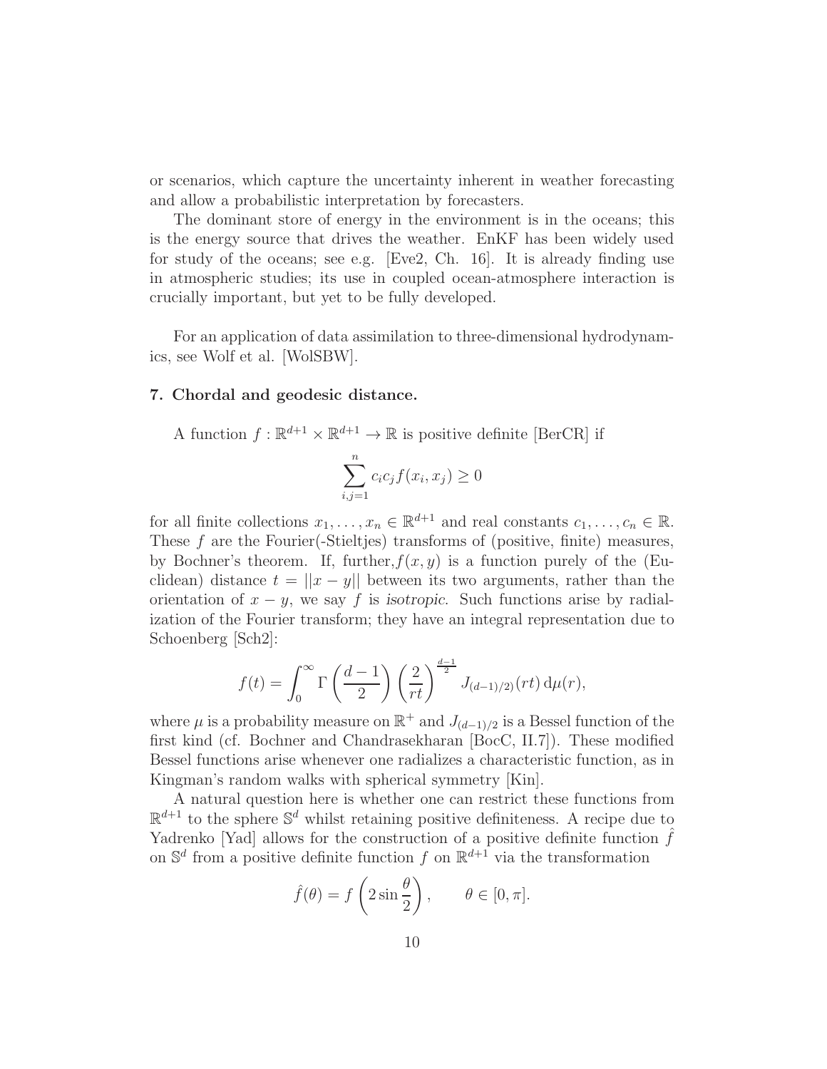or scenarios, which capture the uncertainty inherent in weather forecasting and allow a probabilistic interpretation by forecasters.

The dominant store of energy in the environment is in the oceans; this is the energy source that drives the weather. EnKF has been widely used for study of the oceans; see e.g. [Eve2, Ch. 16]. It is already finding use in atmospheric studies; its use in coupled ocean-atmosphere interaction is crucially important, but yet to be fully developed.

For an application of data assimilation to three-dimensional hydrodynamics, see Wolf et al. [WolSBW].

## 7. Chordal and geodesic distance.

A function $f : \mathbb{R}^{d+1} \times \mathbb{R}^{d+1} \to \mathbb{R}$ is positive definite [BerCR] if

$$\sum_{i,j=1}^{n} c_i c_j f(x_i, x_j) \geq 0$$

for all finite collections $x_1, \ldots, x_n \in \mathbb{R}^{d+1}$ and real constants $c_1, \ldots, c_n \in \mathbb{R}$. These $f$ are the Fourier(-Stieltjes) transforms of (positive, finite) measures, by Bochner's theorem. If, further, $f(x, y)$ is a function purely of the (Euclidean) distance $t = ||x - y||$ between its two arguments, rather than the orientation of $x - y$, we say $f$ is *isotropic*. Such functions arise by radialization of the Fourier transform; they have an integral representation due to Schoenberg [Sch2]:

$$f(t) = \int_0^\infty \Gamma\left(\frac{d-1}{2}\right) \left(\frac{2}{rt}\right)^{\frac{d-1}{2}} J_{(d-1)/2)}(rt) \, \mathrm{d}\mu(r),$$

where $\mu$ is a probability measure on $\mathbb{R}^+$ and $J_{(d-1)/2}$ is a Bessel function of the first kind (cf. Bochner and Chandrasekharan [BocC, II.7]). These modified Bessel functions arise whenever one radializes a characteristic function, as in Kingman's random walks with spherical symmetry [Kin].

A natural question here is whether one can restrict these functions from $\mathbb{R}^{d+1}$ to the sphere $\mathbb{S}^d$ whilst retaining positive definiteness. A recipe due to Yadrenko [Yad] allows for the construction of a positive definite function $\hat{f}$ on $\mathbb{S}^d$ from a positive definite function $f$ on $\mathbb{R}^{d+1}$ via the transformation

$$\hat{f}(\theta) = f\left(2 \sin \frac{\theta}{2}\right), \qquad \theta \in [0, \pi].$$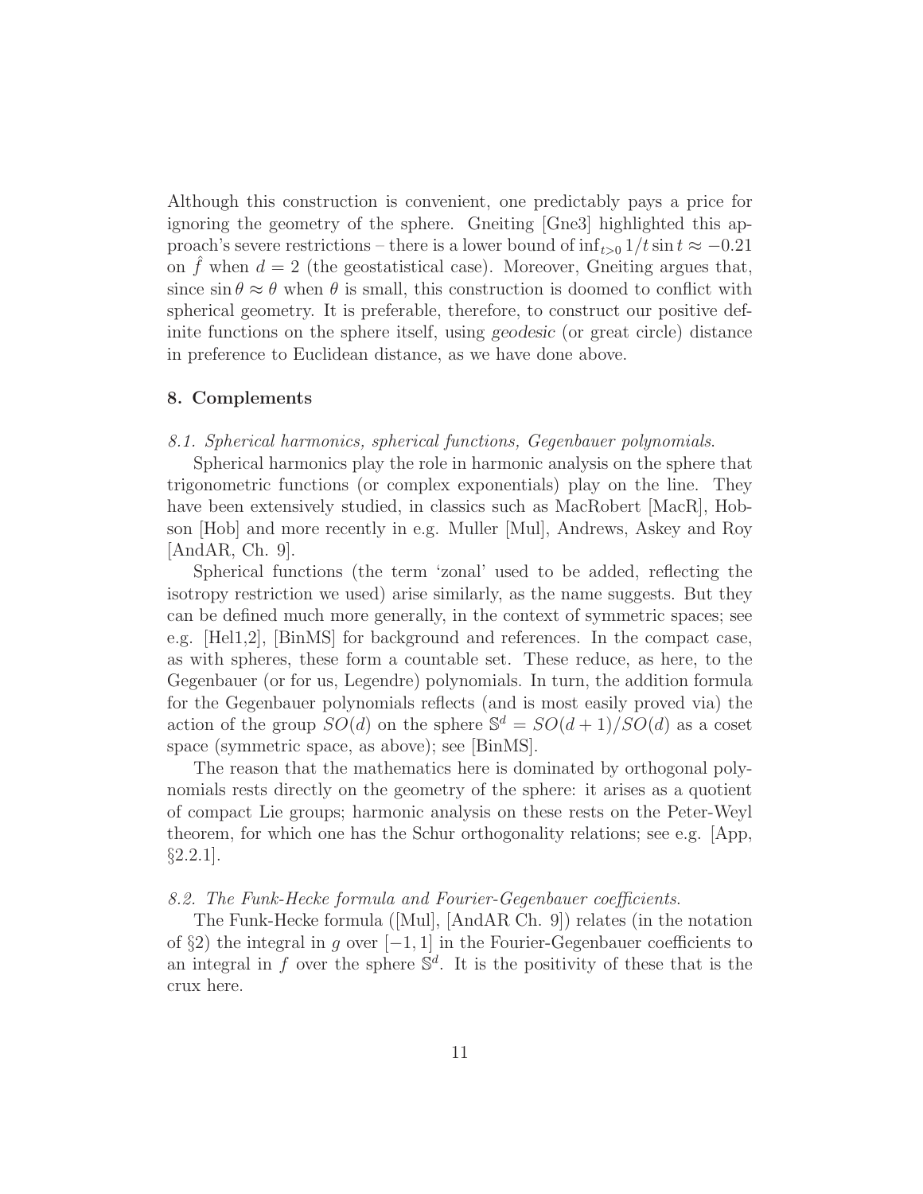Although this construction is convenient, one predictably pays a price for ignoring the geometry of the sphere. Gneiting [Gne3] highlighted this approach's severe restrictions – there is a lower bound of $\inf_{t>0} 1/t \sin t \approx -0.21$ on $\hat{f}$ when $d = 2$ (the geostatistical case). Moreover, Gneiting argues that, since $\sin \theta \approx \theta$ when $\theta$ is small, this construction is doomed to conflict with spherical geometry. It is preferable, therefore, to construct our positive definite functions on the sphere itself, using *geodesic* (or great circle) distance in preference to Euclidean distance, as we have done above.

## 8. Complements

*8.1. Spherical harmonics, spherical functions, Gegenbauer polynomials.*

Spherical harmonics play the role in harmonic analysis on the sphere that trigonometric functions (or complex exponentials) play on the line. They have been extensively studied, in classics such as MacRobert [MacR], Hobson [Hob] and more recently in e.g. Muller [Mul], Andrews, Askey and Roy [AndAR, Ch. 9].

Spherical functions (the term 'zonal' used to be added, reflecting the isotropy restriction we used) arise similarly, as the name suggests. But they can be defined much more generally, in the context of symmetric spaces; see e.g. [Hel1,2], [BinMS] for background and references. In the compact case, as with spheres, these form a countable set. These reduce, as here, to the Gegenbauer (or for us, Legendre) polynomials. In turn, the addition formula for the Gegenbauer polynomials reflects (and is most easily proved via) the action of the group $SO(d)$ on the sphere $\mathbb{S}^d = SO(d+1)/SO(d)$ as a coset space (symmetric space, as above); see [BinMS].

The reason that the mathematics here is dominated by orthogonal polynomials rests directly on the geometry of the sphere: it arises as a quotient of compact Lie groups; harmonic analysis on these rests on the Peter-Weyl theorem, for which one has the Schur orthogonality relations; see e.g. [App, §2.2.1].

*8.2. The Funk-Hecke formula and Fourier-Gegenbauer coefficients.*

The Funk-Hecke formula ([Mul], [AndAR Ch. 9]) relates (in the notation of §2) the integral in $g$ over $[-1, 1]$ in the Fourier-Gegenbauer coefficients to an integral in $f$ over the sphere $\mathbb{S}^d$. It is the positivity of these that is the crux here.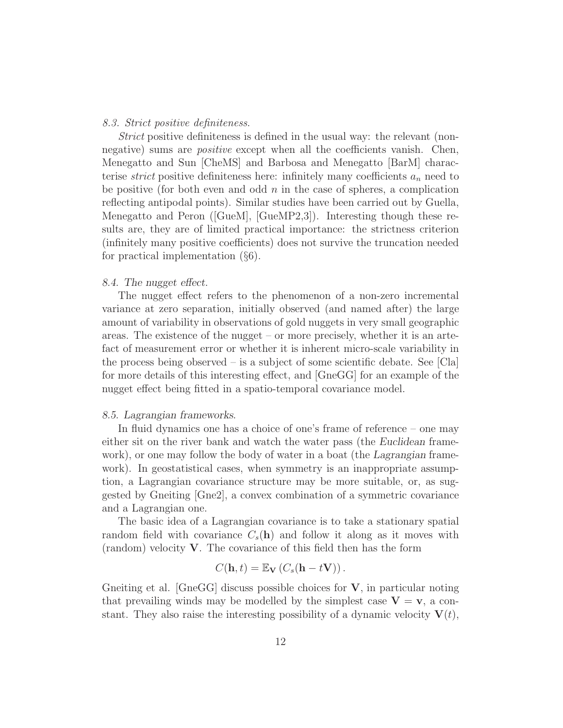*8.3. Strict positive definiteness.*

*Strict* positive definiteness is defined in the usual way: the relevant (non-negative) sums are *positive* except when all the coefficients vanish. Chen, Menegatto and Sun [CheMS] and Barbosa and Menegatto [BarM] characterise *strict* positive definiteness here: infinitely many coefficients $a_n$ need to be positive (for both even and odd $n$ in the case of spheres, a complication reflecting antipodal points). Similar studies have been carried out by Guella, Menegatto and Peron ([GueM], [GueMP2,3]). Interesting though these results are, they are of limited practical importance: the strictness criterion (infinitely many positive coefficients) does not survive the truncation needed for practical implementation (§6).

*8.4. The nugget effect.*

The nugget effect refers to the phenomenon of a non-zero incremental variance at zero separation, initially observed (and named after) the large amount of variability in observations of gold nuggets in very small geographic areas. The existence of the nugget – or more precisely, whether it is an artefact of measurement error or whether it is inherent micro-scale variability in the process being observed – is a subject of some scientific debate. See [Cla] for more details of this interesting effect, and [GneGG] for an example of the nugget effect being fitted in a spatio-temporal covariance model.

*8.5. Lagrangian frameworks.*

In fluid dynamics one has a choice of one's frame of reference – one may either sit on the river bank and watch the water pass (the *Euclidean* framework), or one may follow the body of water in a boat (the *Lagrangian* framework). In geostatistical cases, when symmetry is an inappropriate assumption, a Lagrangian covariance structure may be more suitable, or, as suggested by Gneiting [Gne2], a convex combination of a symmetric covariance and a Lagrangian one.

The basic idea of a Lagrangian covariance is to take a stationary spatial random field with covariance $C_s(\mathbf{h})$ and follow it along as it moves with (random) velocity $\mathbf{V}$. The covariance of this field then has the form

$$C(\mathbf{h}, t) = \mathbb{E}_{\mathbf{V}} \left( C_s(\mathbf{h} - t\mathbf{V}) \right).$$

Gneiting et al. [GneGG] discuss possible choices for $\mathbf{V}$, in particular noting that prevailing winds may be modelled by the simplest case $\mathbf{V} = \mathbf{v}$, a constant. They also raise the interesting possibility of a dynamic velocity $\mathbf{V}(t)$,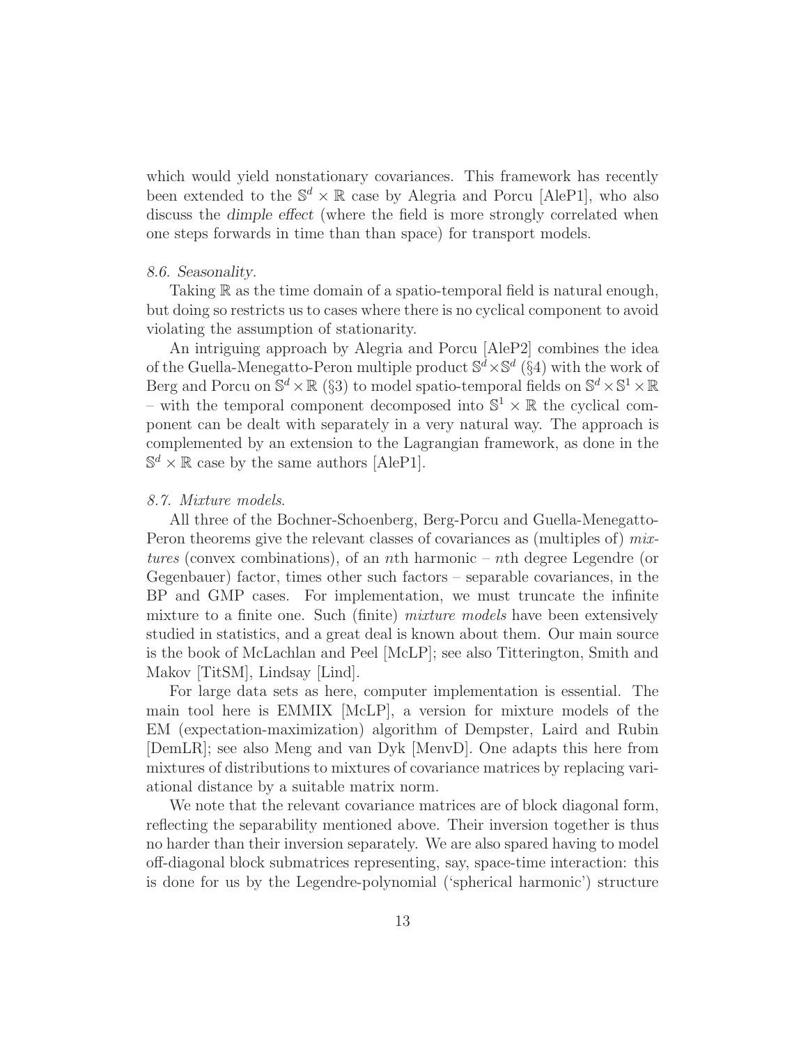which would yield nonstationary covariances. This framework has recently been extended to the $\mathbb{S}^d \times \mathbb{R}$ case by Alegria and Porcu [AleP1], who also discuss the *dimple effect* (where the field is more strongly correlated when one steps forwards in time than than space) for transport models.

*8.6. Seasonality.*

Taking $\mathbb{R}$ as the time domain of a spatio-temporal field is natural enough, but doing so restricts us to cases where there is no cyclical component to avoid violating the assumption of stationarity.

An intriguing approach by Alegria and Porcu [AleP2] combines the idea of the Guella-Menegatto-Peron multiple product $\mathbb{S}^d \times \mathbb{S}^d$ (§4) with the work of Berg and Porcu on $\mathbb{S}^d \times \mathbb{R}$ (§3) to model spatio-temporal fields on $\mathbb{S}^d \times \mathbb{S}^1 \times \mathbb{R}$ – with the temporal component decomposed into $\mathbb{S}^1 \times \mathbb{R}$ the cyclical component can be dealt with separately in a very natural way. The approach is complemented by an extension to the Lagrangian framework, as done in the $\mathbb{S}^d \times \mathbb{R}$ case by the same authors [AleP1].

*8.7. Mixture models.*

All three of the Bochner-Schoenberg, Berg-Porcu and Guella-Menegatto-Peron theorems give the relevant classes of covariances as (multiples of) *mixtures* (convex combinations), of an $n$th harmonic – $n$th degree Legendre (or Gegenbauer) factor, times other such factors – separable covariances, in the BP and GMP cases. For implementation, we must truncate the infinite mixture to a finite one. Such (finite) *mixture models* have been extensively studied in statistics, and a great deal is known about them. Our main source is the book of McLachlan and Peel [McLP]; see also Titterington, Smith and Makov [TitSM], Lindsay [Lind].

For large data sets as here, computer implementation is essential. The main tool here is EMMIX [McLP], a version for mixture models of the EM (expectation-maximization) algorithm of Dempster, Laird and Rubin [DemLR]; see also Meng and van Dyk [MenvD]. One adapts this here from mixtures of distributions to mixtures of covariance matrices by replacing variational distance by a suitable matrix norm.

We note that the relevant covariance matrices are of block diagonal form, reflecting the separability mentioned above. Their inversion together is thus no harder than their inversion separately. We are also spared having to model off-diagonal block submatrices representing, say, space-time interaction: this is done for us by the Legendre-polynomial ('spherical harmonic') structure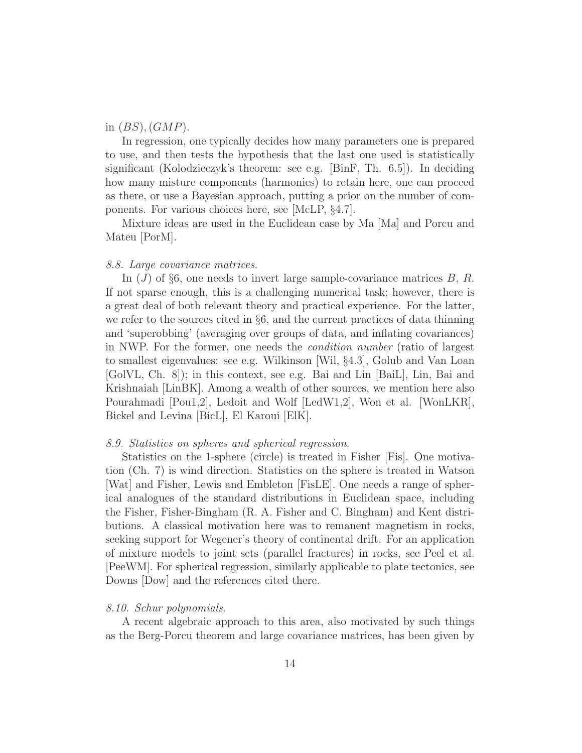in $(BS), (GMP)$.

In regression, one typically decides how many parameters one is prepared to use, and then tests the hypothesis that the last one used is statistically significant (Kolodzieczyk's theorem: see e.g. [BinF, Th. 6.5]). In deciding how many misture components (harmonics) to retain here, one can proceed as there, or use a Bayesian approach, putting a prior on the number of components. For various choices here, see [McLP, §4.7].

Mixture ideas are used in the Euclidean case by Ma [Ma] and Porcu and Mateu [PorM].

*8.8. Large covariance matrices.*

In $(J)$ of §6, one needs to invert large sample-covariance matrices $B$, $R$. If not sparse enough, this is a challenging numerical task; however, there is a great deal of both relevant theory and practical experience. For the latter, we refer to the sources cited in §6, and the current practices of data thinning and 'superobbing' (averaging over groups of data, and inflating covariances) in NWP. For the former, one needs the *condition number* (ratio of largest to smallest eigenvalues: see e.g. Wilkinson [Wil, §4.3], Golub and Van Loan [GolVL, Ch. 8]); in this context, see e.g. Bai and Lin [BaiL], Lin, Bai and Krishnaiah [LinBK]. Among a wealth of other sources, we mention here also Pourahmadi [Pou1,2], Ledoit and Wolf [LedW1,2], Won et al. [WonLKR], Bickel and Levina [BicL], El Karoui [ElK].

*8.9. Statistics on spheres and spherical regression.*

Statistics on the 1-sphere (circle) is treated in Fisher [Fis]. One motivation (Ch. 7) is wind direction. Statistics on the sphere is treated in Watson [Wat] and Fisher, Lewis and Embleton [FisLE]. One needs a range of spherical analogues of the standard distributions in Euclidean space, including the Fisher, Fisher-Bingham (R. A. Fisher and C. Bingham) and Kent distributions. A classical motivation here was to remanent magnetism in rocks, seeking support for Wegener's theory of continental drift. For an application of mixture models to joint sets (parallel fractures) in rocks, see Peel et al. [PeeWM]. For spherical regression, similarly applicable to plate tectonics, see Downs [Dow] and the references cited there.

*8.10. Schur polynomials.*

A recent algebraic approach to this area, also motivated by such things as the Berg-Porcu theorem and large covariance matrices, has been given by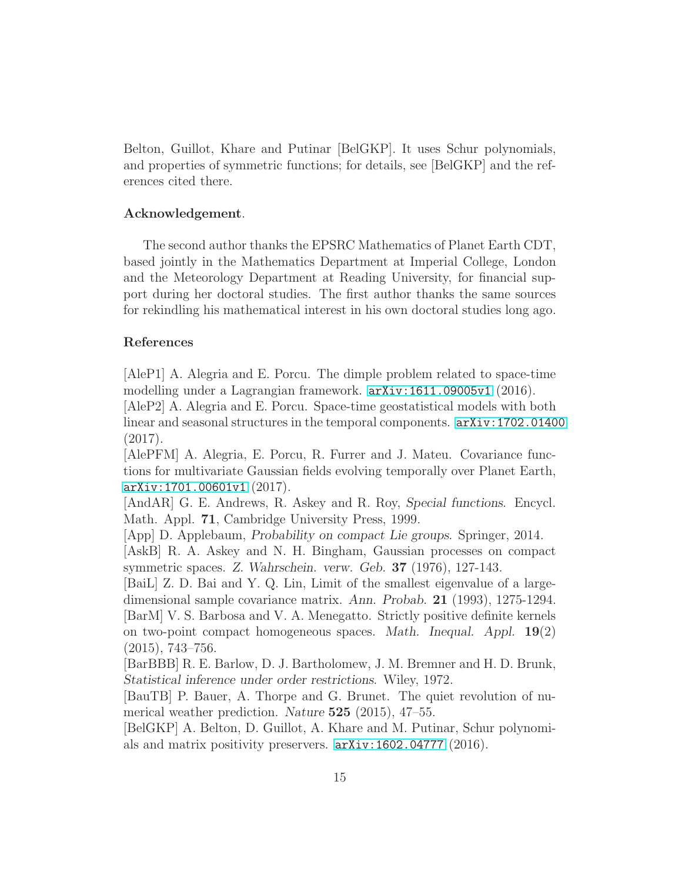Belton, Guillot, Khare and Putinar [BelGKP]. It uses Schur polynomials, and properties of symmetric functions; for details, see [BelGKP] and the references cited there.

**Acknowledgement**.

The second author thanks the EPSRC Mathematics of Planet Earth CDT, based jointly in the Mathematics Department at Imperial College, London and the Meteorology Department at Reading University, for financial support during her doctoral studies. The first author thanks the same sources for rekindling his mathematical interest in his own doctoral studies long ago.

**References**

[AleP1] A. Alegria and E. Porcu. The dimple problem related to space-time modelling under a Lagrangian framework. `arXiv:1611.09005v1` (2016).
[AleP2] A. Alegria and E. Porcu. Space-time geostatistical models with both linear and seasonal structures in the temporal components. `arXiv:1702.01400` (2017).
[AlePFM] A. Alegria, E. Porcu, R. Furrer and J. Mateu. Covariance functions for multivariate Gaussian fields evolving temporally over Planet Earth, `arXiv:1701.00601v1` (2017).
[AndAR] G. E. Andrews, R. Askey and R. Roy, *Special functions*. Encycl. Math. Appl. **71**, Cambridge University Press, 1999.
[App] D. Applebaum, *Probability on compact Lie groups*. Springer, 2014.
[AskB] R. A. Askey and N. H. Bingham, Gaussian processes on compact symmetric spaces. *Z. Wahrschein. verw. Geb.* **37** (1976), 127-143.
[BaiL] Z. D. Bai and Y. Q. Lin, Limit of the smallest eigenvalue of a large-dimensional sample covariance matrix. *Ann. Probab.* **21** (1993), 1275-1294.
[BarM] V. S. Barbosa and V. A. Menegatto. Strictly positive definite kernels on two-point compact homogeneous spaces. *Math. Inequal. Appl.* **19**(2) (2015), 743–756.
[BarBBB] R. E. Barlow, D. J. Bartholomew, J. M. Bremner and H. D. Brunk, *Statistical inference under order restrictions*. Wiley, 1972.
[BauTB] P. Bauer, A. Thorpe and G. Brunet. The quiet revolution of numerical weather prediction. *Nature* **525** (2015), 47–55.
[BelGKP] A. Belton, D. Guillot, A. Khare and M. Putinar, Schur polynomials and matrix positivity preservers. `arXiv:1602.04777` (2016).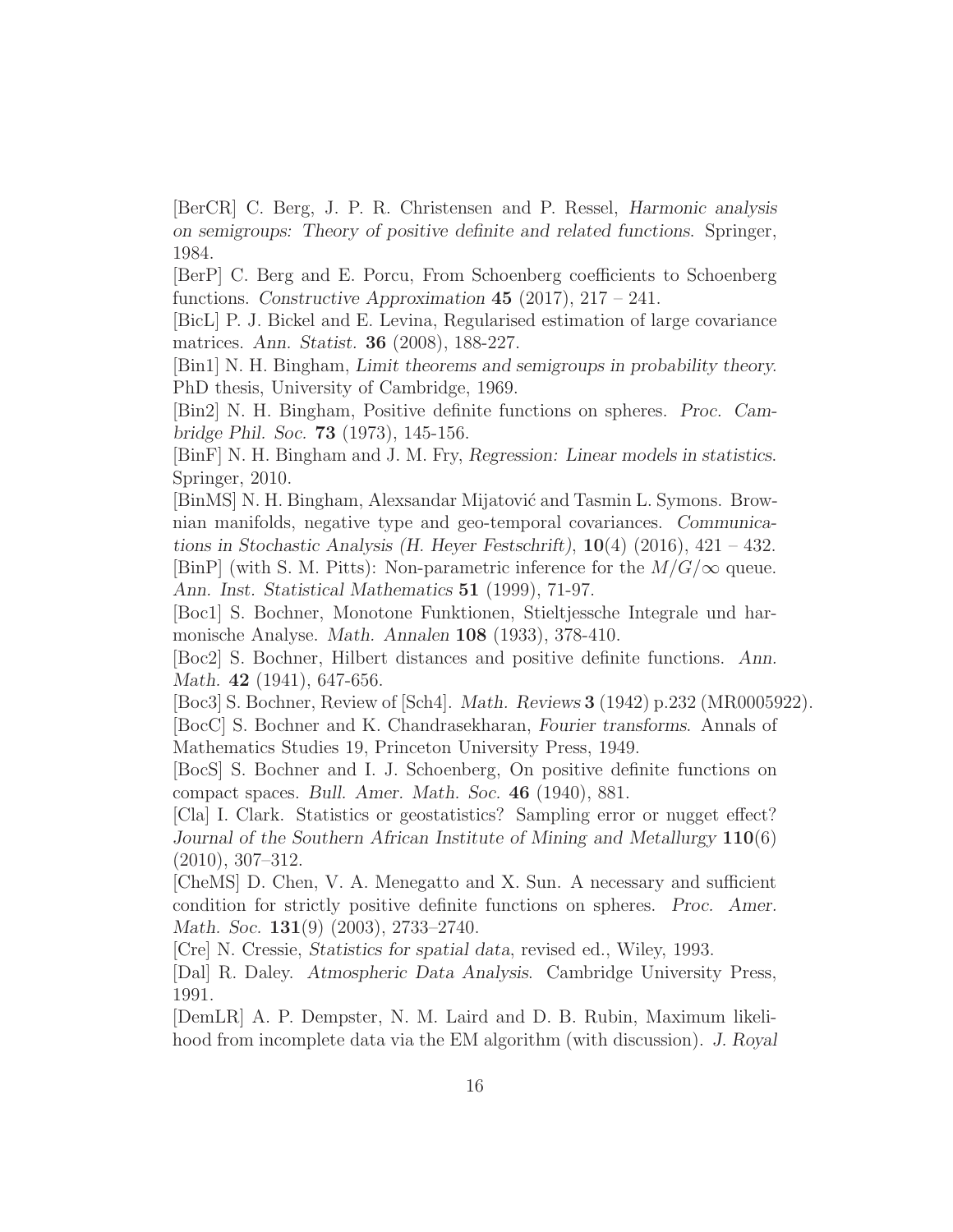[BerCR] C. Berg, J. P. R. Christensen and P. Ressel, *Harmonic analysis on semigroups: Theory of positive definite and related functions*. Springer, 1984.

[BerP] C. Berg and E. Porcu, From Schoenberg coefficients to Schoenberg functions. *Constructive Approximation* **45** (2017), 217 – 241.

[BicL] P. J. Bickel and E. Levina, Regularised estimation of large covariance matrices. *Ann. Statist.* **36** (2008), 188-227.

[Bin1] N. H. Bingham, *Limit theorems and semigroups in probability theory*. PhD thesis, University of Cambridge, 1969.

[Bin2] N. H. Bingham, Positive definite functions on spheres. *Proc. Cambridge Phil. Soc.* **73** (1973), 145-156.

[BinF] N. H. Bingham and J. M. Fry, *Regression: Linear models in statistics*. Springer, 2010.

[BinMS] N. H. Bingham, Alexsandar Mijatović and Tasmin L. Symons. Brownian manifolds, negative type and geo-temporal covariances. *Communications in Stochastic Analysis (H. Heyer Festschrift)*, **10**(4) (2016), 421 – 432.

[BinP] (with S. M. Pitts): Non-parametric inference for the $M/G/\infty$ queue. *Ann. Inst. Statistical Mathematics* **51** (1999), 71-97.

[Boc1] S. Bochner, Monotone Funktionen, Stieltjessche Integrale und harmonische Analyse. *Math. Annalen* **108** (1933), 378-410.

[Boc2] S. Bochner, Hilbert distances and positive definite functions. *Ann. Math.* **42** (1941), 647-656.

[Boc3] S. Bochner, Review of [Sch4]. *Math. Reviews* **3** (1942) p.232 (MR0005922).

[BocC] S. Bochner and K. Chandrasekharan, *Fourier transforms*. Annals of Mathematics Studies 19, Princeton University Press, 1949.

[BocS] S. Bochner and I. J. Schoenberg, On positive definite functions on compact spaces. *Bull. Amer. Math. Soc.* **46** (1940), 881.

[Cla] I. Clark. Statistics or geostatistics? Sampling error or nugget effect? *Journal of the Southern African Institute of Mining and Metallurgy* **110**(6) (2010), 307–312.

[CheMS] D. Chen, V. A. Menegatto and X. Sun. A necessary and sufficient condition for strictly positive definite functions on spheres. *Proc. Amer. Math. Soc.* **131**(9) (2003), 2733–2740.

[Cre] N. Cressie, *Statistics for spatial data*, revised ed., Wiley, 1993.

[Dal] R. Daley. *Atmospheric Data Analysis*. Cambridge University Press, 1991.

[DemLR] A. P. Dempster, N. M. Laird and D. B. Rubin, Maximum likelihood from incomplete data via the EM algorithm (with discussion). *J. Royal*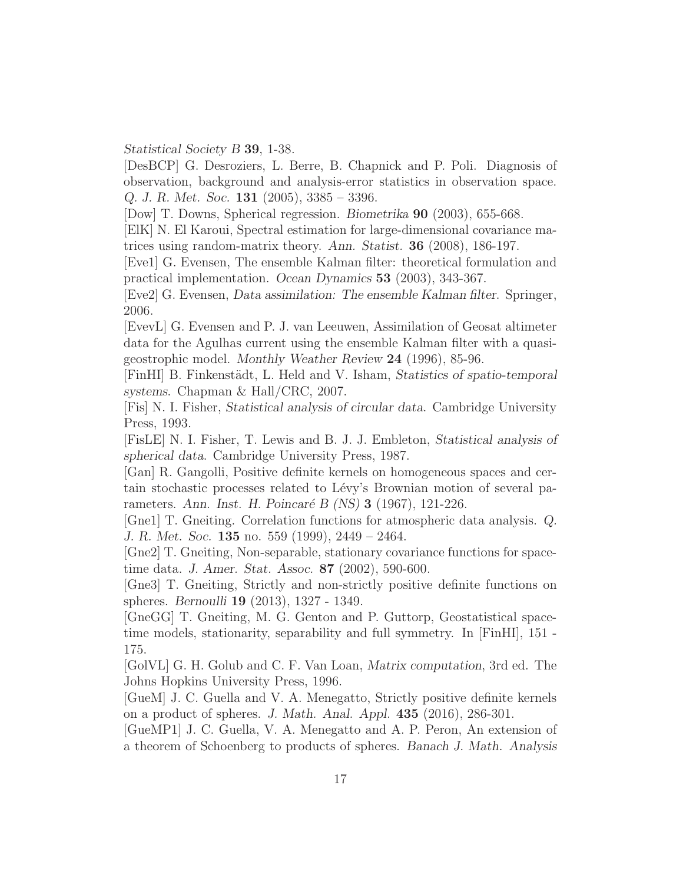*Statistical Society B* **39**, 1-38.

[DesBCP] G. Desroziers, L. Berre, B. Chapnick and P. Poli. Diagnosis of observation, background and analysis-error statistics in observation space. *Q. J. R. Met. Soc.* **131** (2005), 3385 – 3396.

[Dow] T. Downs, Spherical regression. *Biometrika* **90** (2003), 655-668.

[ElK] N. El Karoui, Spectral estimation for large-dimensional covariance matrices using random-matrix theory. *Ann. Statist.* **36** (2008), 186-197.

[Eve1] G. Evensen, The ensemble Kalman filter: theoretical formulation and practical implementation. *Ocean Dynamics* **53** (2003), 343-367.

[Eve2] G. Evensen, *Data assimilation: The ensemble Kalman filter*. Springer, 2006.

[EvevL] G. Evensen and P. J. van Leeuwen, Assimilation of Geosat altimeter data for the Agulhas current using the ensemble Kalman filter with a quasi-geostrophic model. *Monthly Weather Review* **24** (1996), 85-96.

[FinHI] B. Finkenstädt, L. Held and V. Isham, *Statistics of spatio-temporal systems*. Chapman & Hall/CRC, 2007.

[Fis] N. I. Fisher, *Statistical analysis of circular data*. Cambridge University Press, 1993.

[FisLE] N. I. Fisher, T. Lewis and B. J. J. Embleton, *Statistical analysis of spherical data*. Cambridge University Press, 1987.

[Gan] R. Gangolli, Positive definite kernels on homogeneous spaces and certain stochastic processes related to Lévy's Brownian motion of several parameters. *Ann. Inst. H. Poincaré B (NS)* **3** (1967), 121-226.

[Gne1] T. Gneiting. Correlation functions for atmospheric data analysis. *Q. J. R. Met. Soc.* **135** no. 559 (1999), 2449 – 2464.

[Gne2] T. Gneiting, Non-separable, stationary covariance functions for space-time data. *J. Amer. Stat. Assoc.* **87** (2002), 590-600.

[Gne3] T. Gneiting, Strictly and non-strictly positive definite functions on spheres. *Bernoulli* **19** (2013), 1327 - 1349.

[GneGG] T. Gneiting, M. G. Genton and P. Guttorp, Geostatistical space-time models, stationarity, separability and full symmetry. In [FinHI], 151 - 175.

[GolVL] G. H. Golub and C. F. Van Loan, *Matrix computation*, 3rd ed. The Johns Hopkins University Press, 1996.

[GueM] J. C. Guella and V. A. Menegatto, Strictly positive definite kernels on a product of spheres. *J. Math. Anal. Appl.* **435** (2016), 286-301.

[GueMP1] J. C. Guella, V. A. Menegatto and A. P. Peron, An extension of a theorem of Schoenberg to products of spheres. *Banach J. Math. Analysis*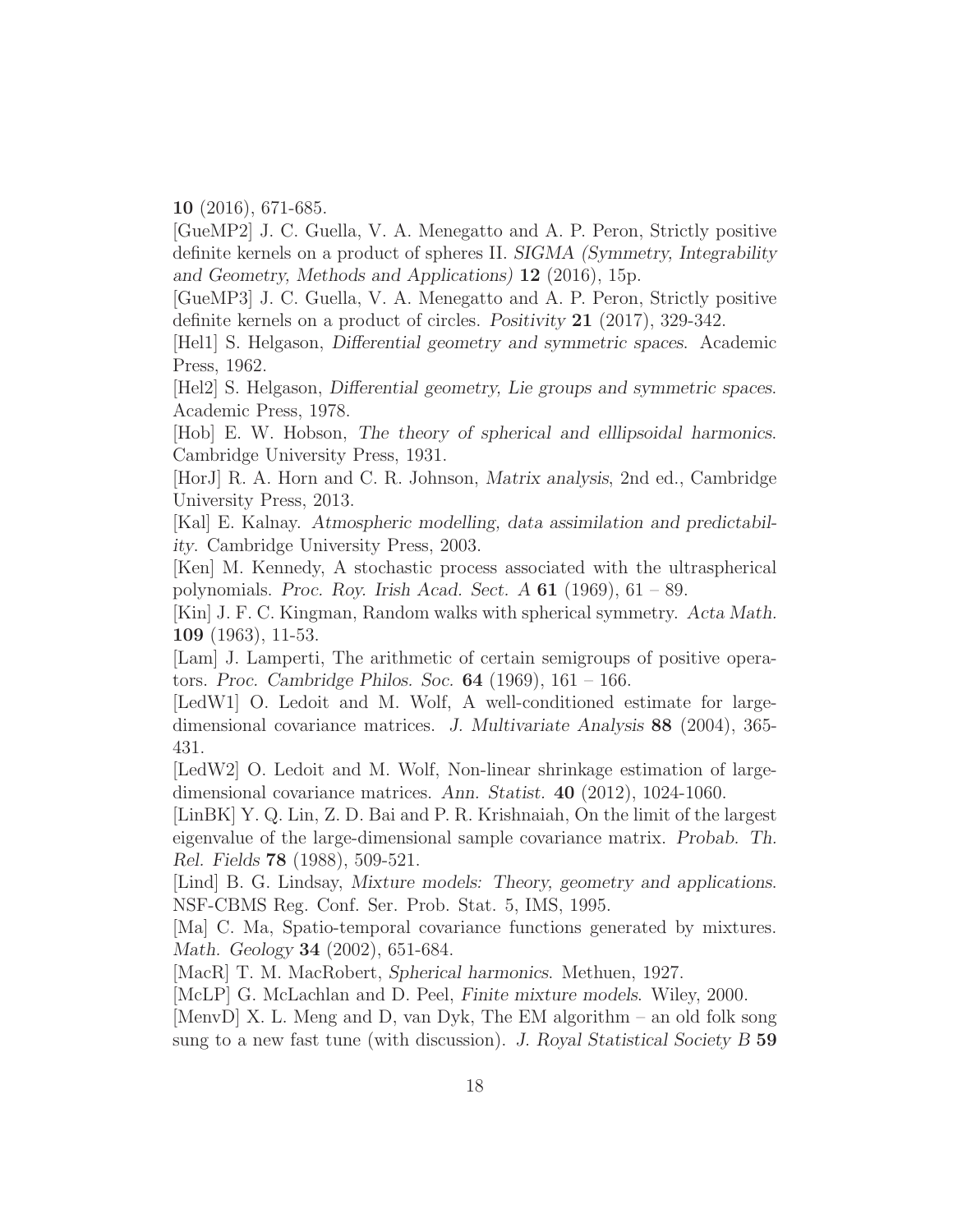**10** (2016), 671-685.

[GueMP2] J. C. Guella, V. A. Menegatto and A. P. Peron, Strictly positive definite kernels on a product of spheres II. *SIGMA (Symmetry, Integrability and Geometry, Methods and Applications)* **12** (2016), 15p.

[GueMP3] J. C. Guella, V. A. Menegatto and A. P. Peron, Strictly positive definite kernels on a product of circles. *Positivity* **21** (2017), 329-342.

[Hel1] S. Helgason, *Differential geometry and symmetric spaces*. Academic Press, 1962.

[Hel2] S. Helgason, *Differential geometry, Lie groups and symmetric spaces*. Academic Press, 1978.

[Hob] E. W. Hobson, *The theory of spherical and elllipsoidal harmonics*. Cambridge University Press, 1931.

[HorJ] R. A. Horn and C. R. Johnson, *Matrix analysis*, 2nd ed., Cambridge University Press, 2013.

[Kal] E. Kalnay. *Atmospheric modelling, data assimilation and predictability*. Cambridge University Press, 2003.

[Ken] M. Kennedy, A stochastic process associated with the ultraspherical polynomials. *Proc. Roy. Irish Acad. Sect. A* **61** (1969), 61 – 89.

[Kin] J. F. C. Kingman, Random walks with spherical symmetry. *Acta Math.* **109** (1963), 11-53.

[Lam] J. Lamperti, The arithmetic of certain semigroups of positive operators. *Proc. Cambridge Philos. Soc.* **64** (1969), 161 – 166.

[LedW1] O. Ledoit and M. Wolf, A well-conditioned estimate for large-dimensional covariance matrices. *J. Multivariate Analysis* **88** (2004), 365-431.

[LedW2] O. Ledoit and M. Wolf, Non-linear shrinkage estimation of large-dimensional covariance matrices. *Ann. Statist.* **40** (2012), 1024-1060.

[LinBK] Y. Q. Lin, Z. D. Bai and P. R. Krishnaiah, On the limit of the largest eigenvalue of the large-dimensional sample covariance matrix. *Probab. Th. Rel. Fields* **78** (1988), 509-521.

[Lind] B. G. Lindsay, *Mixture models: Theory, geometry and applications*. NSF-CBMS Reg. Conf. Ser. Prob. Stat. 5, IMS, 1995.

[Ma] C. Ma, Spatio-temporal covariance functions generated by mixtures. *Math. Geology* **34** (2002), 651-684.

[MacR] T. M. MacRobert, *Spherical harmonics*. Methuen, 1927.

[McLP] G. McLachlan and D. Peel, *Finite mixture models*. Wiley, 2000.

[MenvD] X. L. Meng and D, van Dyk, The EM algorithm – an old folk song sung to a new fast tune (with discussion). *J. Royal Statistical Society B* **59**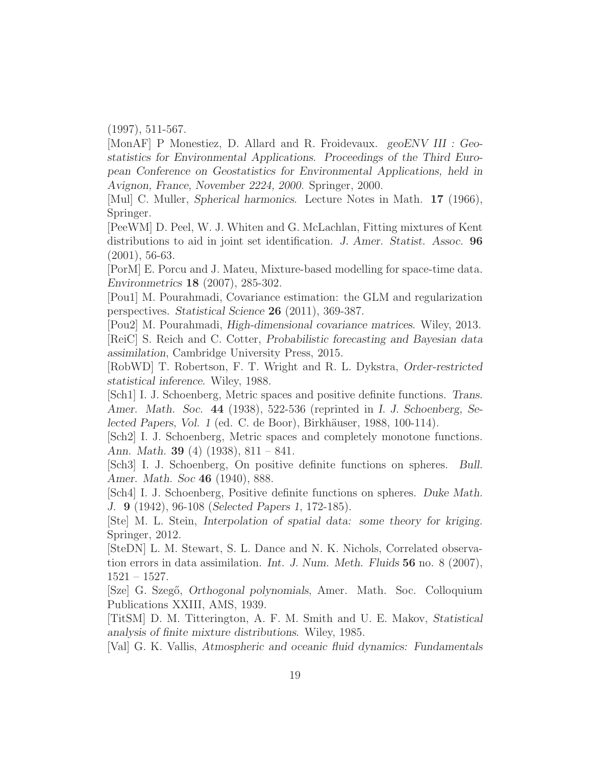(1997), 511-567.

[MonAF] P Monestiez, D. Allard and R. Froidevaux. *geoENV III : Geostatistics for Environmental Applications. Proceedings of the Third European Conference on Geostatistics for Environmental Applications, held in Avignon, France, November 2224, 2000*. Springer, 2000.

[Mul] C. Muller, *Spherical harmonics*. Lecture Notes in Math. **17** (1966), Springer.

[PeeWM] D. Peel, W. J. Whiten and G. McLachlan, Fitting mixtures of Kent distributions to aid in joint set identification. *J. Amer. Statist. Assoc.* **96** (2001), 56-63.

[PorM] E. Porcu and J. Mateu, Mixture-based modelling for space-time data. *Environmetrics* **18** (2007), 285-302.

[Pou1] M. Pourahmadi, Covariance estimation: the GLM and regularization perspectives. *Statistical Science* **26** (2011), 369-387.

[Pou2] M. Pourahmadi, *High-dimensional covariance matrices*. Wiley, 2013.

[ReiC] S. Reich and C. Cotter, *Probabilistic forecasting and Bayesian data assimilation*, Cambridge University Press, 2015.

[RobWD] T. Robertson, F. T. Wright and R. L. Dykstra, *Order-restricted statistical inference*. Wiley, 1988.

[Sch1] I. J. Schoenberg, Metric spaces and positive definite functions. *Trans. Amer. Math. Soc.* **44** (1938), 522-536 (reprinted in *I. J. Schoenberg, Selected Papers, Vol. 1* (ed. C. de Boor), Birkhäuser, 1988, 100-114).

[Sch2] I. J. Schoenberg, Metric spaces and completely monotone functions. *Ann. Math.* **39** (4) (1938), 811 – 841.

[Sch3] I. J. Schoenberg, On positive definite functions on spheres. *Bull. Amer. Math. Soc* **46** (1940), 888.

[Sch4] I. J. Schoenberg, Positive definite functions on spheres. *Duke Math. J.* **9** (1942), 96-108 (*Selected Papers 1*, 172-185).

[Ste] M. L. Stein, *Interpolation of spatial data: some theory for kriging*. Springer, 2012.

[SteDN] L. M. Stewart, S. L. Dance and N. K. Nichols, Correlated observation errors in data assimilation. *Int. J. Num. Meth. Fluids* **56** no. 8 (2007), 1521 – 1527.

[Sze] G. Szegő, *Orthogonal polynomials*, Amer. Math. Soc. Colloquium Publications XXIII, AMS, 1939.

[TitSM] D. M. Titterington, A. F. M. Smith and U. E. Makov, *Statistical analysis of finite mixture distributions*. Wiley, 1985.

[Val] G. K. Vallis, *Atmospheric and oceanic fluid dynamics: Fundamentals*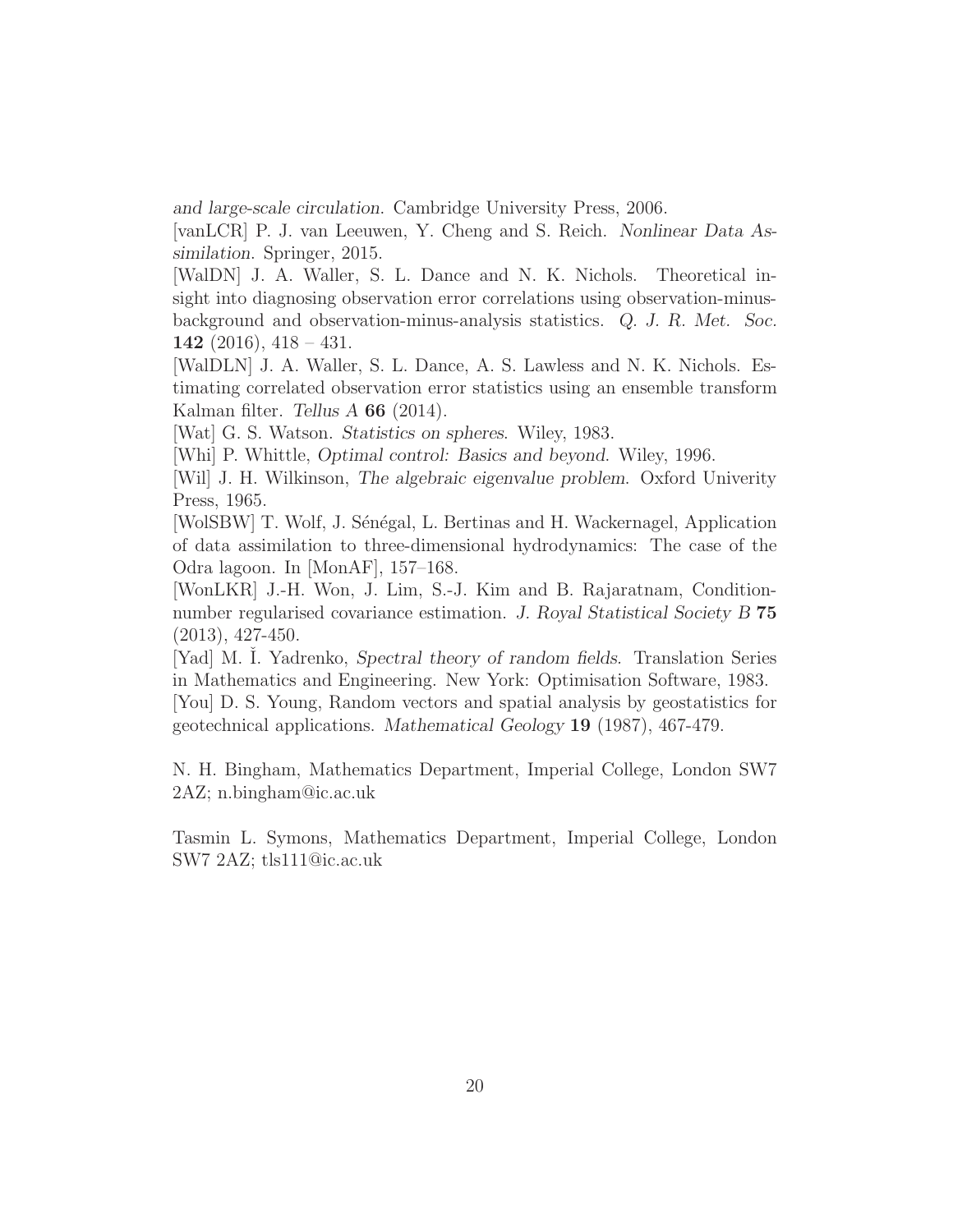*and large-scale circulation*. Cambridge University Press, 2006.

[vanLCR] P. J. van Leeuwen, Y. Cheng and S. Reich. *Nonlinear Data Assimilation*. Springer, 2015.

[WalDN] J. A. Waller, S. L. Dance and N. K. Nichols. Theoretical insight into diagnosing observation error correlations using observation-minus-background and observation-minus-analysis statistics. *Q. J. R. Met. Soc.* **142** (2016), 418 – 431.

[WalDLN] J. A. Waller, S. L. Dance, A. S. Lawless and N. K. Nichols. Estimating correlated observation error statistics using an ensemble transform Kalman filter. *Tellus A* **66** (2014).

[Wat] G. S. Watson. *Statistics on spheres*. Wiley, 1983.

[Whi] P. Whittle, *Optimal control: Basics and beyond*. Wiley, 1996.

[Wil] J. H. Wilkinson, *The algebraic eigenvalue problem*. Oxford Univerity Press, 1965.

[WolSBW] T. Wolf, J. Sénégal, L. Bertinas and H. Wackernagel, Application of data assimilation to three-dimensional hydrodynamics: The case of the Odra lagoon. In [MonAF], 157–168.

[WonLKR] J.-H. Won, J. Lim, S.-J. Kim and B. Rajaratnam, Condition-number regularised covariance estimation. *J. Royal Statistical Society B* **75** (2013), 427-450.

[Yad] M. Ǐ. Yadrenko, *Spectral theory of random fields*. Translation Series in Mathematics and Engineering. New York: Optimisation Software, 1983.

[You] D. S. Young, Random vectors and spatial analysis by geostatistics for geotechnical applications. *Mathematical Geology* **19** (1987), 467-479.

N. H. Bingham, Mathematics Department, Imperial College, London SW7 2AZ; n.bingham@ic.ac.uk

Tasmin L. Symons, Mathematics Department, Imperial College, London SW7 2AZ; tls111@ic.ac.uk